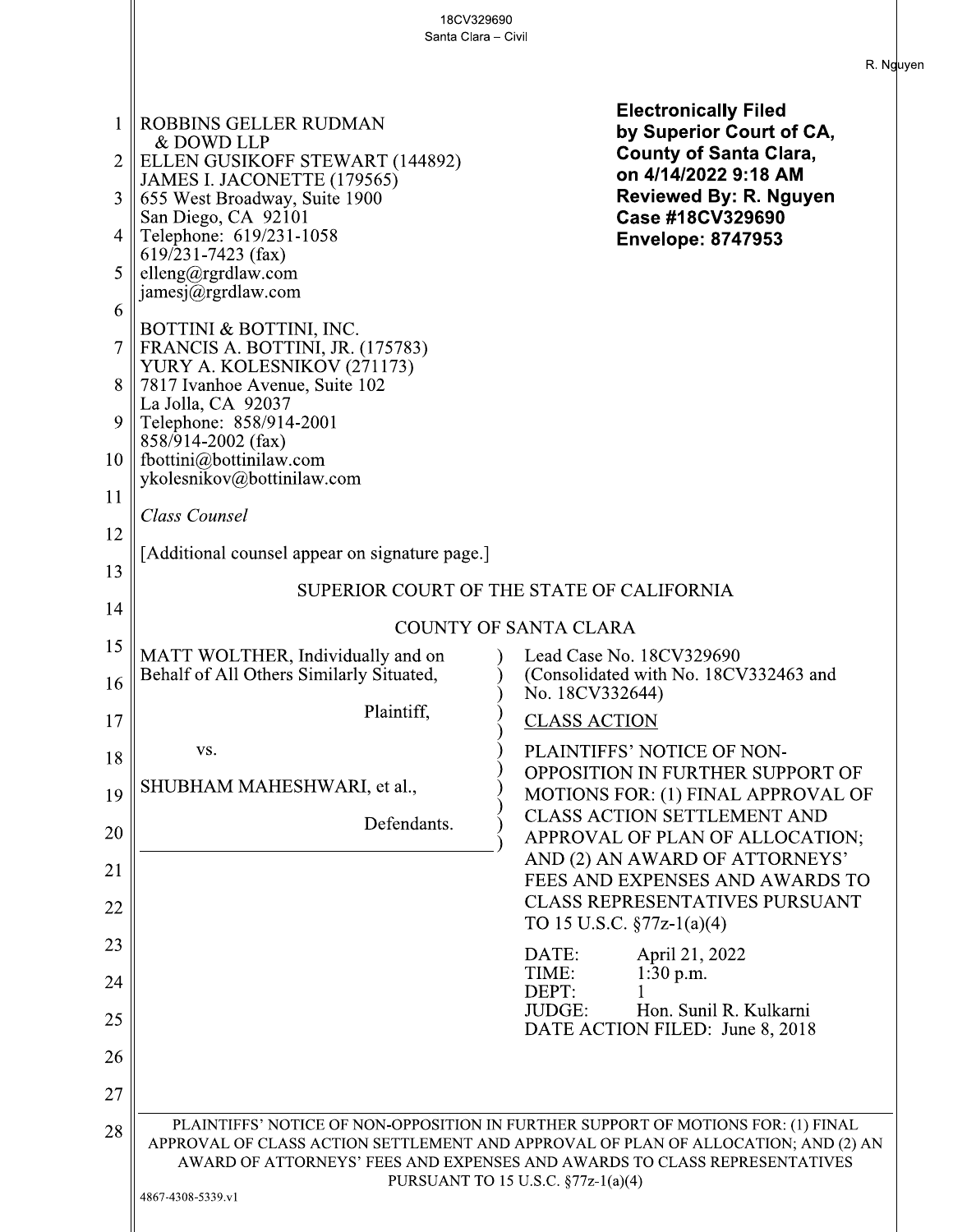ROBBINS GELLER RUDMAN
& DOWD LLP
ELLEN GUSIKOFF STEWART (144892)
JAMES I. JACONETTE (179565)
655 West Broadway, Suite 1900
San Diego, CA 92101
Telephone: 619/231-1058
619/231-7423 (fax)
elleng@rgrdlaw.com
jamesj@rgrdlaw.com

BOTTINI & BOTTINI, INC.
FRANCIS A. BOTTINI, JR. (175783)
YURY A. KOLESNIKOV (271173)
7817 Ivanhoe Avenue, Suite 102
La Jolla, CA 92037
Telephone: 858/914-2001
858/914-2002 (fax)
fbottini@bottinilaw.com
ykolesnikov@bottinilaw.com

*Class Counsel*

[Additional counsel appear on signature page.]

**Electronically Filed by Superior Court of CA, County of Santa Clara, on 4/14/2022 9:18 AM**
**Reviewed By: R. Nguyen**
**Case #18CV329690**
**Envelope: 8747953**

SUPERIOR COURT OF THE STATE OF CALIFORNIA

COUNTY OF SANTA CLARA

MATT WOLTHER, Individually and on Behalf of All Others Similarly Situated,

Plaintiff,

vs.

SHUBHAM MAHESHWARI, et al.,

Defendants.

Lead Case No. 18CV329690
(Consolidated with No. 18CV332463 and No. 18CV332644)

CLASS ACTION

PLAINTIFFS' NOTICE OF NON-OPPOSITION IN FURTHER SUPPORT OF MOTIONS FOR: (1) FINAL APPROVAL OF CLASS ACTION SETTLEMENT AND APPROVAL OF PLAN OF ALLOCATION; AND (2) AN AWARD OF ATTORNEYS' FEES AND EXPENSES AND AWARDS TO CLASS REPRESENTATIVES PURSUANT TO 15 U.S.C. §77z-1(a)(4)

DATE: April 21, 2022
TIME: 1:30 p.m.
DEPT: 1
JUDGE: Hon. Sunil R. Kulkarni
DATE ACTION FILED: June 8, 2018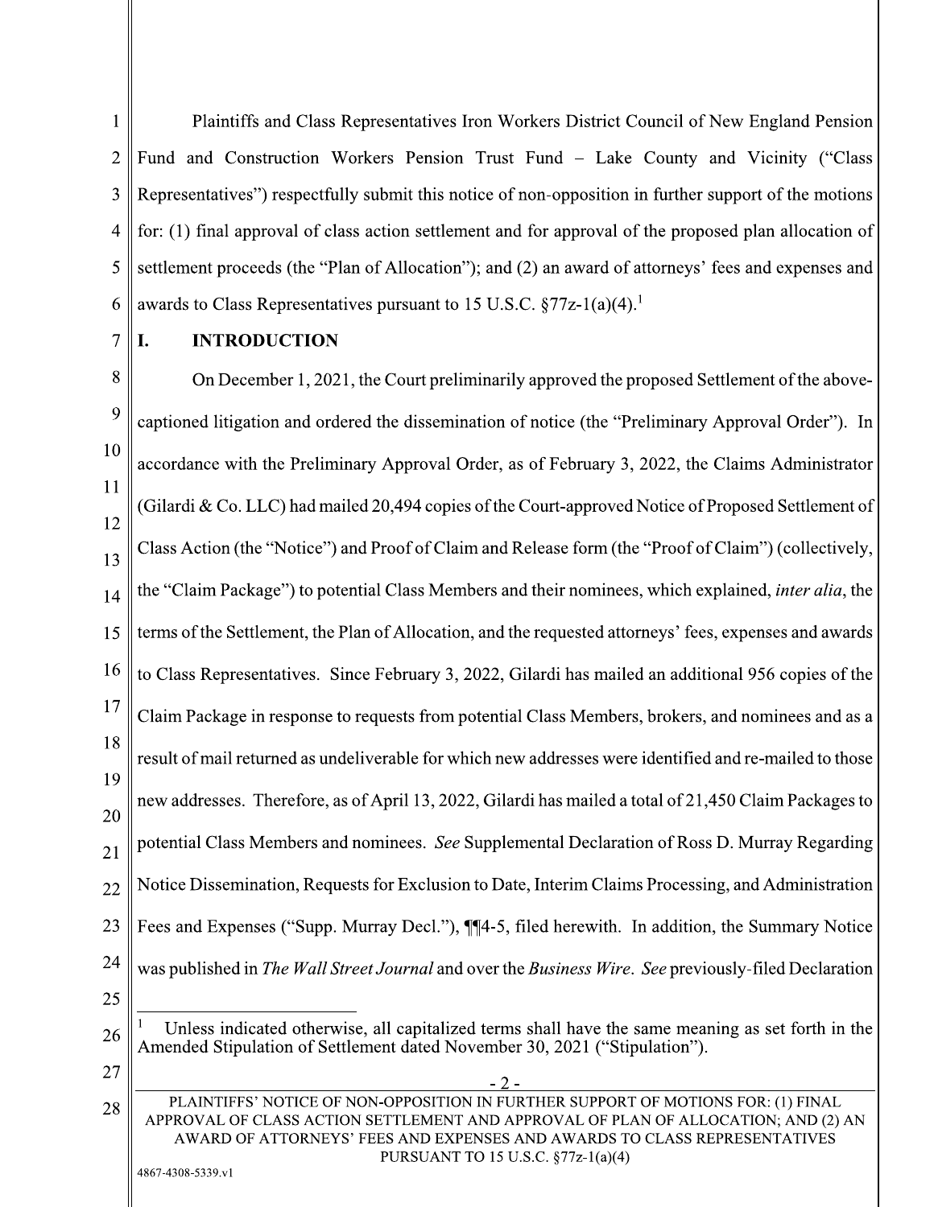Plaintiffs and Class Representatives Iron Workers District Council of New England Pension Fund and Construction Workers Pension Trust Fund – Lake County and Vicinity ("Class Representatives") respectfully submit this notice of non-opposition in further support of the motions for: (1) final approval of class action settlement and for approval of the proposed plan allocation of settlement proceeds (the "Plan of Allocation"); and (2) an award of attorneys' fees and expenses and awards to Class Representatives pursuant to 15 U.S.C. §77z-1(a)(4).[1]

## I. INTRODUCTION

On December 1, 2021, the Court preliminarily approved the proposed Settlement of the above-captioned litigation and ordered the dissemination of notice (the "Preliminary Approval Order"). In accordance with the Preliminary Approval Order, as of February 3, 2022, the Claims Administrator (Gilardi & Co. LLC) had mailed 20,494 copies of the Court-approved Notice of Proposed Settlement of Class Action (the "Notice") and Proof of Claim and Release form (the "Proof of Claim") (collectively, the "Claim Package") to potential Class Members and their nominees, which explained, *inter alia*, the terms of the Settlement, the Plan of Allocation, and the requested attorneys' fees, expenses and awards to Class Representatives. Since February 3, 2022, Gilardi has mailed an additional 956 copies of the Claim Package in response to requests from potential Class Members, brokers, and nominees and as a result of mail returned as undeliverable for which new addresses were identified and re-mailed to those new addresses. Therefore, as of April 13, 2022, Gilardi has mailed a total of 21,450 Claim Packages to potential Class Members and nominees. *See* Supplemental Declaration of Ross D. Murray Regarding Notice Dissemination, Requests for Exclusion to Date, Interim Claims Processing, and Administration Fees and Expenses ("Supp. Murray Decl."), ¶¶4-5, filed herewith. In addition, the Summary Notice was published in *The Wall Street Journal* and over the *Business Wire*. *See* previously-filed Declaration

---

[1] Unless indicated otherwise, all capitalized terms shall have the same meaning as set forth in the Amended Stipulation of Settlement dated November 30, 2021 ("Stipulation").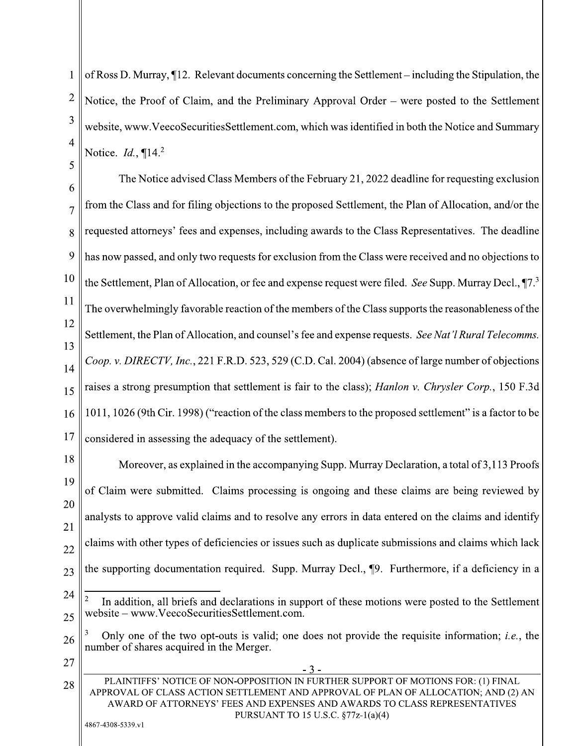of Ross D. Murray, ¶12. Relevant documents concerning the Settlement – including the Stipulation, the Notice, the Proof of Claim, and the Preliminary Approval Order – were posted to the Settlement website, www.VeecoSecuritiesSettlement.com, which was identified in both the Notice and Summary Notice. *Id.*, ¶14.[2]

The Notice advised Class Members of the February 21, 2022 deadline for requesting exclusion from the Class and for filing objections to the proposed Settlement, the Plan of Allocation, and/or the requested attorneys' fees and expenses, including awards to the Class Representatives. The deadline has now passed, and only two requests for exclusion from the Class were received and no objections to the Settlement, Plan of Allocation, or fee and expense request were filed. *See* Supp. Murray Decl., ¶7.[3] The overwhelmingly favorable reaction of the members of the Class supports the reasonableness of the Settlement, the Plan of Allocation, and counsel's fee and expense requests. *See Nat'l Rural Telecomms. Coop. v. DIRECTV, Inc.*, 221 F.R.D. 523, 529 (C.D. Cal. 2004) (absence of large number of objections raises a strong presumption that settlement is fair to the class); *Hanlon v. Chrysler Corp.*, 150 F.3d 1011, 1026 (9th Cir. 1998) ("reaction of the class members to the proposed settlement" is a factor to be considered in assessing the adequacy of the settlement).

Moreover, as explained in the accompanying Supp. Murray Declaration, a total of 3,113 Proofs of Claim were submitted. Claims processing is ongoing and these claims are being reviewed by analysts to approve valid claims and to resolve any errors in data entered on the claims and identify claims with other types of deficiencies or issues such as duplicate submissions and claims which lack the supporting documentation required. Supp. Murray Decl., ¶9. Furthermore, if a deficiency in a

---

[2] In addition, all briefs and declarations in support of these motions were posted to the Settlement website – www.VeecoSecuritiesSettlement.com.

[3] Only one of the two opt-outs is valid; one does not provide the requisite information; *i.e.*, the number of shares acquired in the Merger.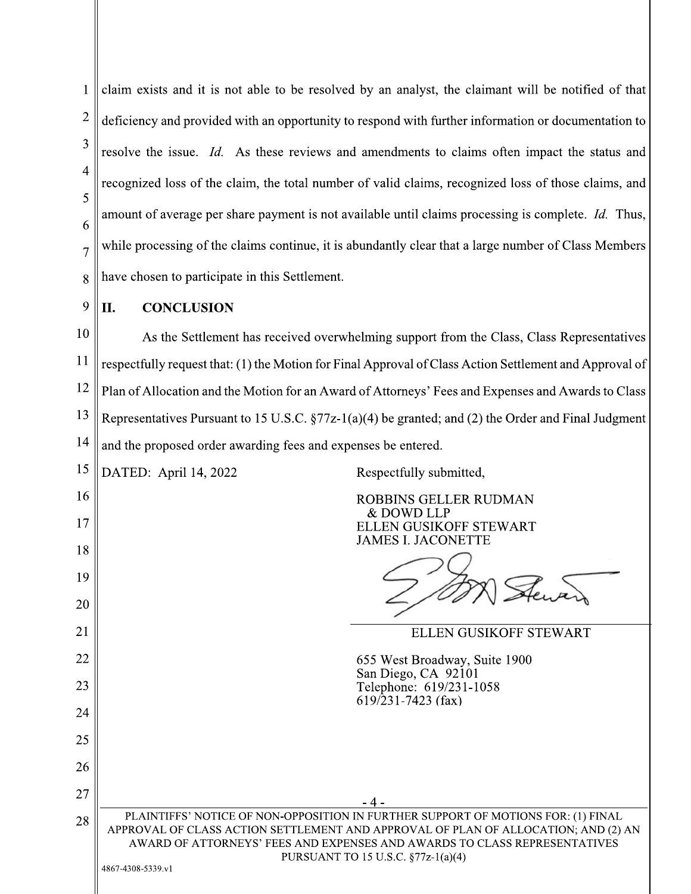claim exists and it is not able to be resolved by an analyst, the claimant will be notified of that deficiency and provided with an opportunity to respond with further information or documentation to resolve the issue. *Id.* As these reviews and amendments to claims often impact the status and recognized loss of the claim, the total number of valid claims, recognized loss of those claims, and amount of average per share payment is not available until claims processing is complete. *Id.* Thus, while processing of the claims continue, it is abundantly clear that a large number of Class Members have chosen to participate in this Settlement.

## II. CONCLUSION

As the Settlement has received overwhelming support from the Class, Class Representatives respectfully request that: (1) the Motion for Final Approval of Class Action Settlement and Approval of Plan of Allocation and the Motion for an Award of Attorneys' Fees and Expenses and Awards to Class Representatives Pursuant to 15 U.S.C. §77z-1(a)(4) be granted; and (2) the Order and Final Judgment and the proposed order awarding fees and expenses be entered.

DATED: April 14, 2022

Respectfully submitted,

ROBBINS GELLER RUDMAN
& DOWD LLP
ELLEN GUSIKOFF STEWART
JAMES I. JACONETTE

ELLEN GUSIKOFF STEWART

655 West Broadway, Suite 1900
San Diego, CA 92101
Telephone: 619/231-1058
619/231-7423 (fax)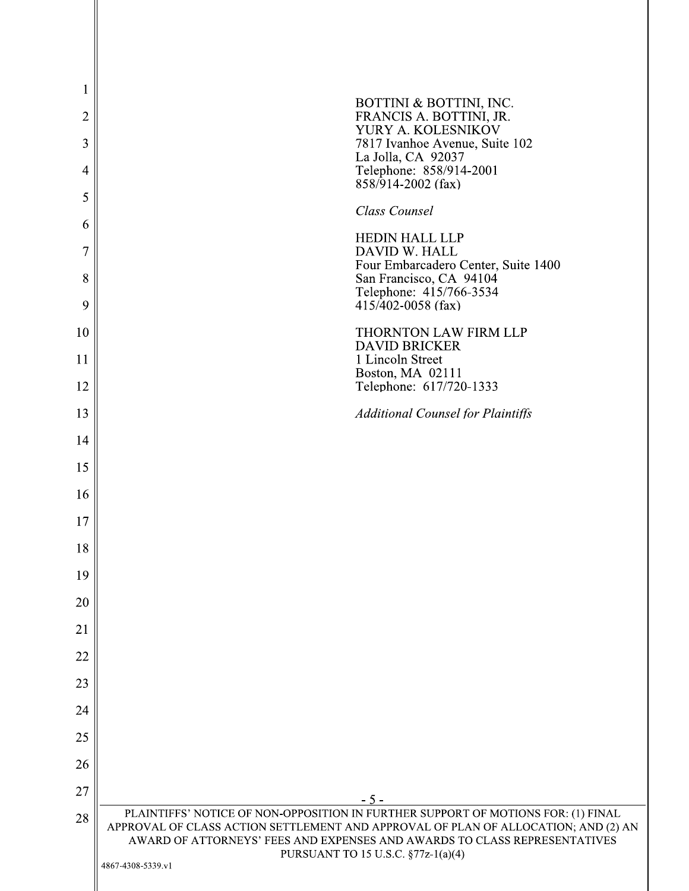BOTTINI & BOTTINI, INC.
FRANCIS A. BOTTINI, JR.
YURY A. KOLESNIKOV
7817 Ivanhoe Avenue, Suite 102
La Jolla, CA 92037
Telephone: 858/914-2001
858/914-2002 (fax)

*Class Counsel*

HEDIN HALL LLP
DAVID W. HALL
Four Embarcadero Center, Suite 1400
San Francisco, CA 94104
Telephone: 415/766-3534
415/402-0058 (fax)

THORNTON LAW FIRM LLP
DAVID BRICKER
1 Lincoln Street
Boston, MA 02111
Telephone: 617/720-1333

*Additional Counsel for Plaintiffs*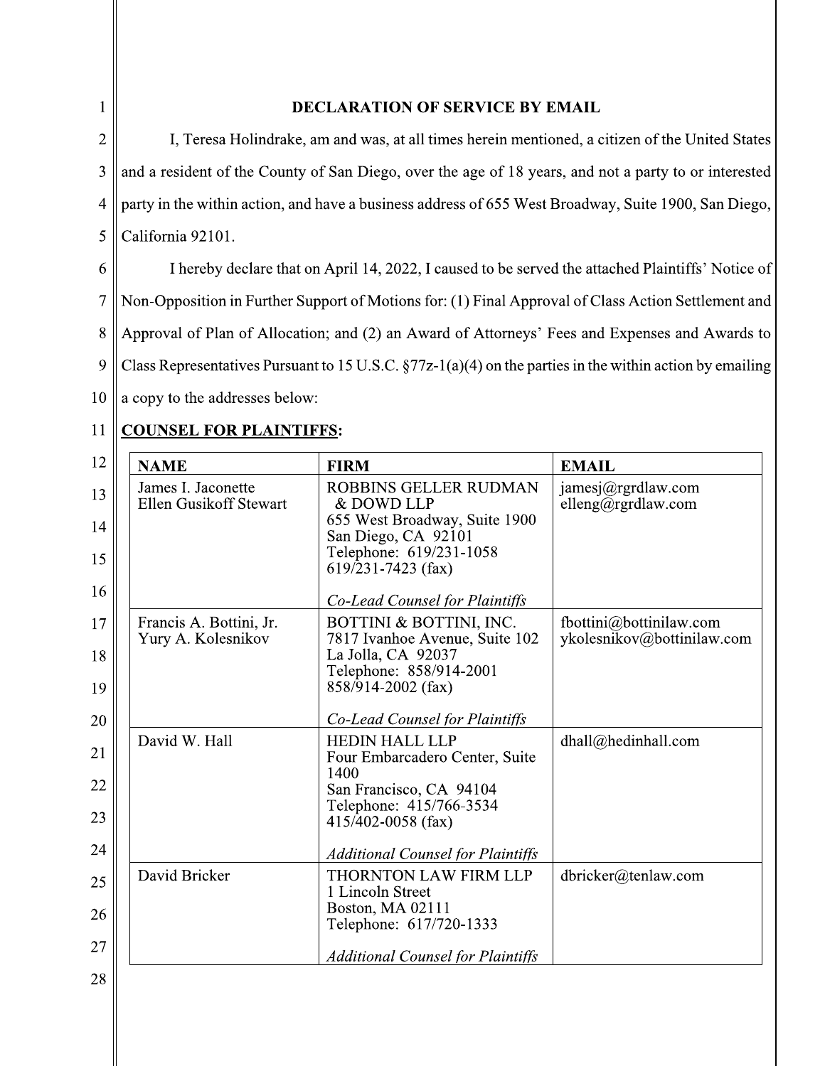**DECLARATION OF SERVICE BY EMAIL**

I, Teresa Holindrake, am and was, at all times herein mentioned, a citizen of the United States and a resident of the County of San Diego, over the age of 18 years, and not a party to or interested party in the within action, and have a business address of 655 West Broadway, Suite 1900, San Diego, California 92101.

I hereby declare that on April 14, 2022, I caused to be served the attached Plaintiffs' Notice of Non-Opposition in Further Support of Motions for: (1) Final Approval of Class Action Settlement and Approval of Plan of Allocation; and (2) an Award of Attorneys' Fees and Expenses and Awards to Class Representatives Pursuant to 15 U.S.C. §77z-1(a)(4) on the parties in the within action by emailing a copy to the addresses below:

**COUNSEL FOR PLAINTIFFS:**

| NAME | FIRM | EMAIL |
|---|---|---|
| James I. Jaconette<br>Ellen Gusikoff Stewart | ROBBINS GELLER RUDMAN & DOWD LLP<br>655 West Broadway, Suite 1900<br>San Diego, CA 92101<br>Telephone: 619/231-1058<br>619/231-7423 (fax)<br><br>*Co-Lead Counsel for Plaintiffs* | jamesj@rgrdlaw.com<br>elleng@rgrdlaw.com |
| Francis A. Bottini, Jr.<br>Yury A. Kolesnikov | BOTTINI & BOTTINI, INC.<br>7817 Ivanhoe Avenue, Suite 102<br>La Jolla, CA 92037<br>Telephone: 858/914-2001<br>858/914-2002 (fax)<br><br>*Co-Lead Counsel for Plaintiffs* | fbottini@bottinilaw.com<br>ykolesnikov@bottinilaw.com |
| David W. Hall | HEDIN HALL LLP<br>Four Embarcadero Center, Suite 1400<br>San Francisco, CA 94104<br>Telephone: 415/766-3534<br>415/402-0058 (fax)<br><br>*Additional Counsel for Plaintiffs* | dhall@hedinhall.com |
| David Bricker | THORNTON LAW FIRM LLP<br>1 Lincoln Street<br>Boston, MA 02111<br>Telephone: 617/720-1333<br><br>*Additional Counsel for Plaintiffs* | dbricker@tenlaw.com |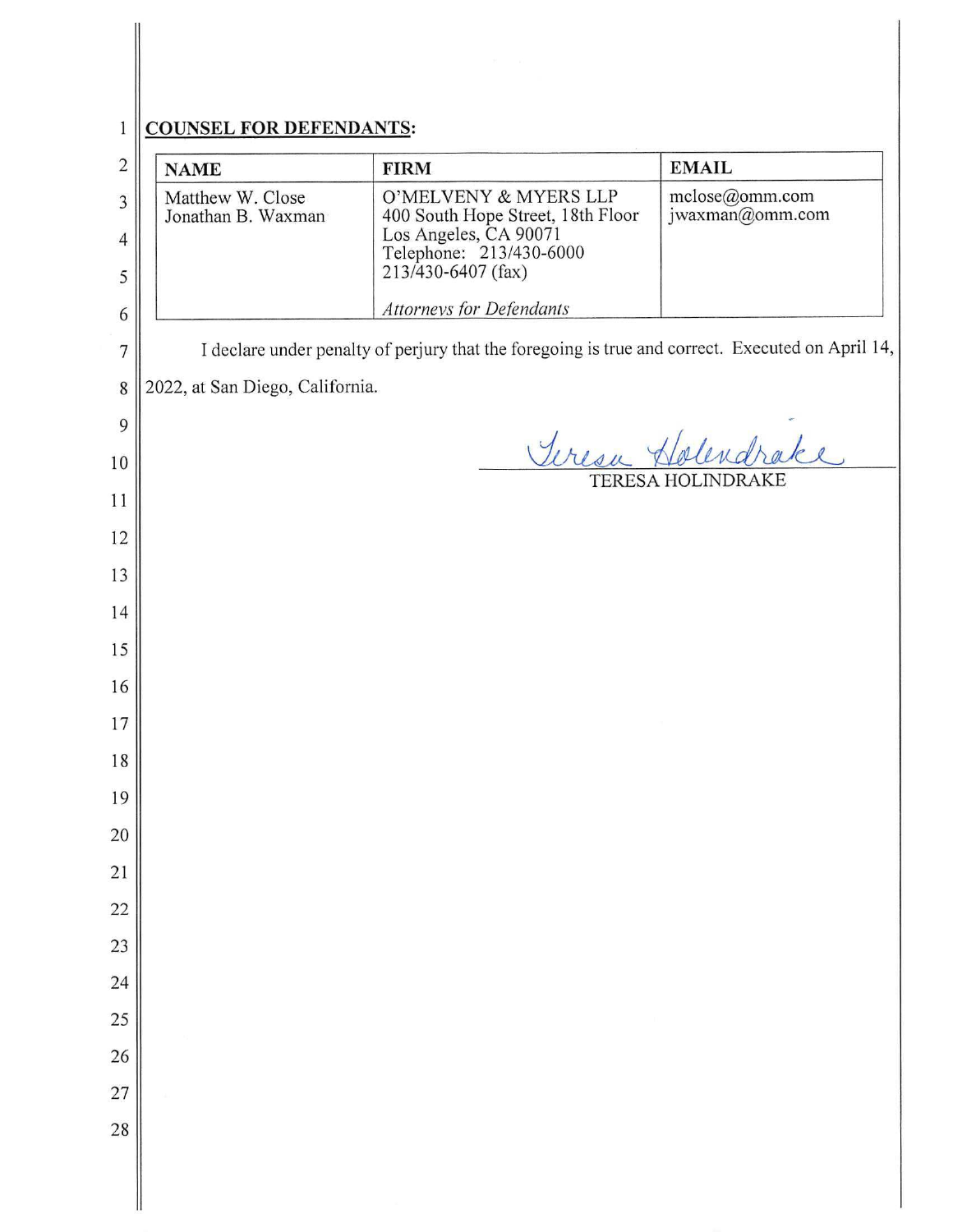**COUNSEL FOR DEFENDANTS:**

| NAME | FIRM | EMAIL |
|---|---|---|
| Matthew W. Close<br>Jonathan B. Waxman | O'MELVENY & MYERS LLP<br>400 South Hope Street, 18th Floor<br>Los Angeles, CA 90071<br>Telephone: 213/430-6000<br>213/430-6407 (fax)<br><br>*Attorneys for Defendants* | mclose@omm.com<br>jwaxman@omm.com |

I declare under penalty of perjury that the foregoing is true and correct. Executed on April 14, 2022, at San Diego, California.

Teresa Holindrake

TERESA HOLINDRAKE